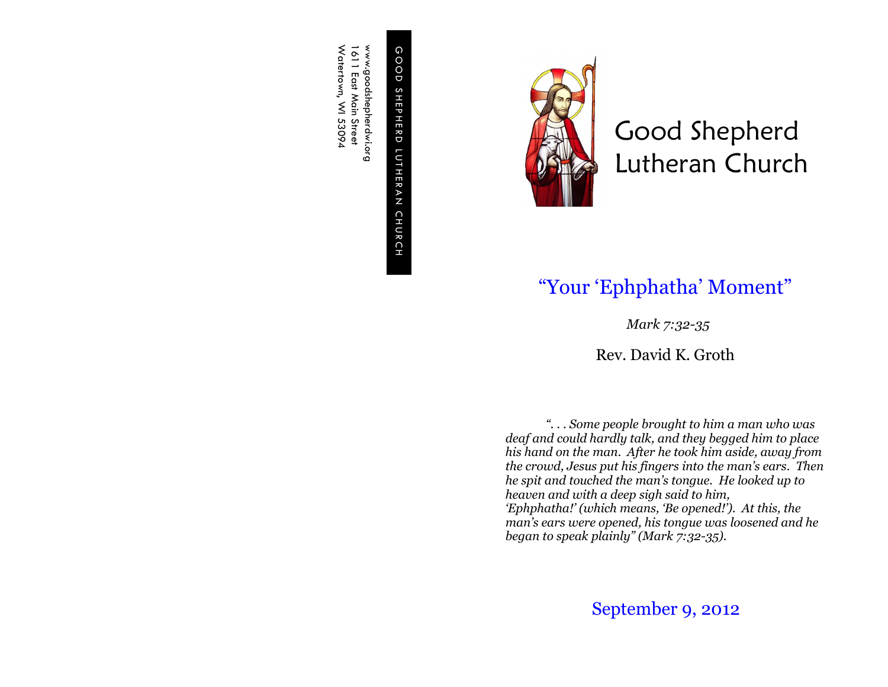GOOD SHEPHERD LUTHERAN CHURCH

www.goodshepherdwi.org
1611 East Main Street
Watertown, WI 53094

# Good Shepherd Lutheran Church

## "Your 'Ephphatha' Moment"

*Mark 7:32-35*

Rev. David K. Groth

*". . . Some people brought to him a man who was deaf and could hardly talk, and they begged him to place his hand on the man. After he took him aside, away from the crowd, Jesus put his fingers into the man's ears. Then he spit and touched the man's tongue. He looked up to heaven and with a deep sigh said to him, 'Ephphatha!' (which means, 'Be opened!'). At this, the man's ears were opened, his tongue was loosened and he began to speak plainly" (Mark 7:32-35).*

September 9, 2012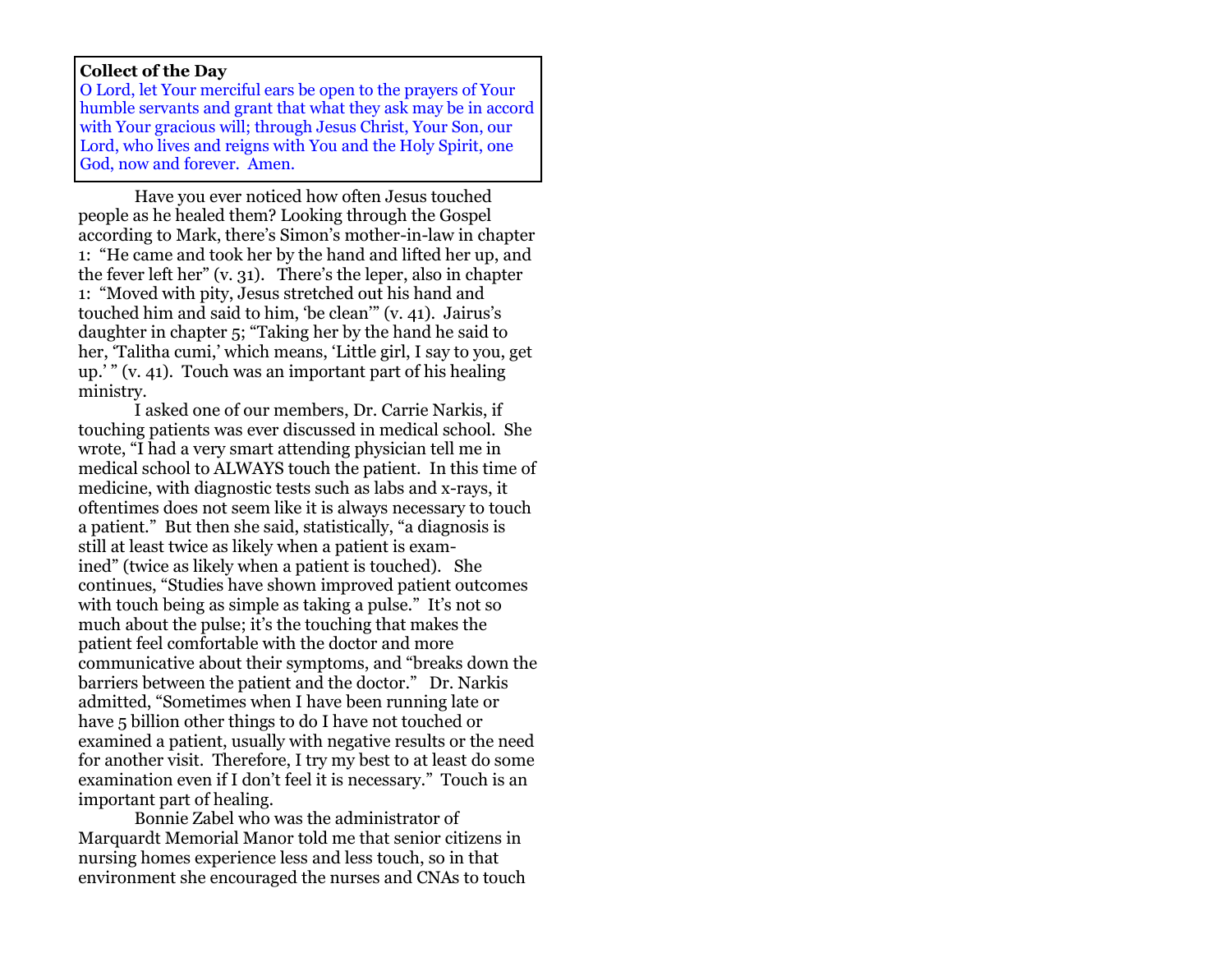**Collect of the Day**

O Lord, let Your merciful ears be open to the prayers of Your humble servants and grant that what they ask may be in accord with Your gracious will; through Jesus Christ, Your Son, our Lord, who lives and reigns with You and the Holy Spirit, one God, now and forever. Amen.

Have you ever noticed how often Jesus touched people as he healed them? Looking through the Gospel according to Mark, there's Simon's mother-in-law in chapter 1: "He came and took her by the hand and lifted her up, and the fever left her" (v. 31). There's the leper, also in chapter 1: "Moved with pity, Jesus stretched out his hand and touched him and said to him, 'be clean'" (v. 41). Jairus's daughter in chapter 5; "Taking her by the hand he said to her, 'Talitha cumi,' which means, 'Little girl, I say to you, get up.' " (v. 41). Touch was an important part of his healing ministry.

I asked one of our members, Dr. Carrie Narkis, if touching patients was ever discussed in medical school. She wrote, "I had a very smart attending physician tell me in medical school to ALWAYS touch the patient. In this time of medicine, with diagnostic tests such as labs and x-rays, it oftentimes does not seem like it is always necessary to touch a patient." But then she said, statistically, "a diagnosis is still at least twice as likely when a patient is examined" (twice as likely when a patient is touched). She continues, "Studies have shown improved patient outcomes with touch being as simple as taking a pulse." It's not so much about the pulse; it's the touching that makes the patient feel comfortable with the doctor and more communicative about their symptoms, and "breaks down the barriers between the patient and the doctor." Dr. Narkis admitted, "Sometimes when I have been running late or have 5 billion other things to do I have not touched or examined a patient, usually with negative results or the need for another visit. Therefore, I try my best to at least do some examination even if I don't feel it is necessary." Touch is an important part of healing.

Bonnie Zabel who was the administrator of Marquardt Memorial Manor told me that senior citizens in nursing homes experience less and less touch, so in that environment she encouraged the nurses and CNAs to touch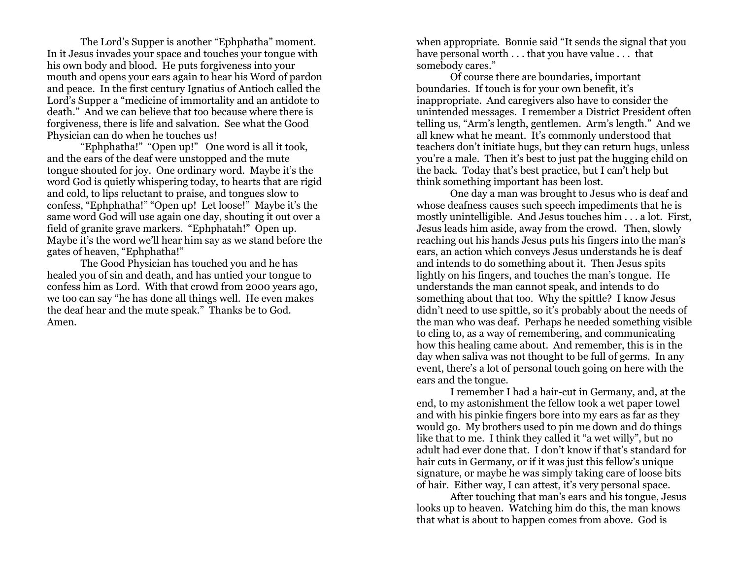The Lord's Supper is another "Ephphatha" moment. In it Jesus invades your space and touches your tongue with his own body and blood. He puts forgiveness into your mouth and opens your ears again to hear his Word of pardon and peace. In the first century Ignatius of Antioch called the Lord's Supper a "medicine of immortality and an antidote to death." And we can believe that too because where there is forgiveness, there is life and salvation. See what the Good Physician can do when he touches us!

"Ephphatha!" "Open up!" One word is all it took, and the ears of the deaf were unstopped and the mute tongue shouted for joy. One ordinary word. Maybe it's the word God is quietly whispering today, to hearts that are rigid and cold, to lips reluctant to praise, and tongues slow to confess, "Ephphatha!" "Open up! Let loose!" Maybe it's the same word God will use again one day, shouting it out over a field of granite grave markers. "Ephphatah!" Open up. Maybe it's the word we'll hear him say as we stand before the gates of heaven, "Ephphatha!"

The Good Physician has touched you and he has healed you of sin and death, and has untied your tongue to confess him as Lord. With that crowd from 2000 years ago, we too can say "he has done all things well. He even makes the deaf hear and the mute speak." Thanks be to God. Amen.

when appropriate. Bonnie said "It sends the signal that you have personal worth . . . that you have value . . . that somebody cares."

Of course there are boundaries, important boundaries. If touch is for your own benefit, it's inappropriate. And caregivers also have to consider the unintended messages. I remember a District President often telling us, "Arm's length, gentlemen. Arm's length." And we all knew what he meant. It's commonly understood that teachers don't initiate hugs, but they can return hugs, unless you're a male. Then it's best to just pat the hugging child on the back. Today that's best practice, but I can't help but think something important has been lost.

One day a man was brought to Jesus who is deaf and whose deafness causes such speech impediments that he is mostly unintelligible. And Jesus touches him . . . a lot. First, Jesus leads him aside, away from the crowd. Then, slowly reaching out his hands Jesus puts his fingers into the man's ears, an action which conveys Jesus understands he is deaf and intends to do something about it. Then Jesus spits lightly on his fingers, and touches the man's tongue. He understands the man cannot speak, and intends to do something about that too. Why the spittle? I know Jesus didn't need to use spittle, so it's probably about the needs of the man who was deaf. Perhaps he needed something visible to cling to, as a way of remembering, and communicating how this healing came about. And remember, this is in the day when saliva was not thought to be full of germs. In any event, there's a lot of personal touch going on here with the ears and the tongue.

I remember I had a hair-cut in Germany, and, at the end, to my astonishment the fellow took a wet paper towel and with his pinkie fingers bore into my ears as far as they would go. My brothers used to pin me down and do things like that to me. I think they called it "a wet willy", but no adult had ever done that. I don't know if that's standard for hair cuts in Germany, or if it was just this fellow's unique signature, or maybe he was simply taking care of loose bits of hair. Either way, I can attest, it's very personal space.

After touching that man's ears and his tongue, Jesus looks up to heaven. Watching him do this, the man knows that what is about to happen comes from above. God is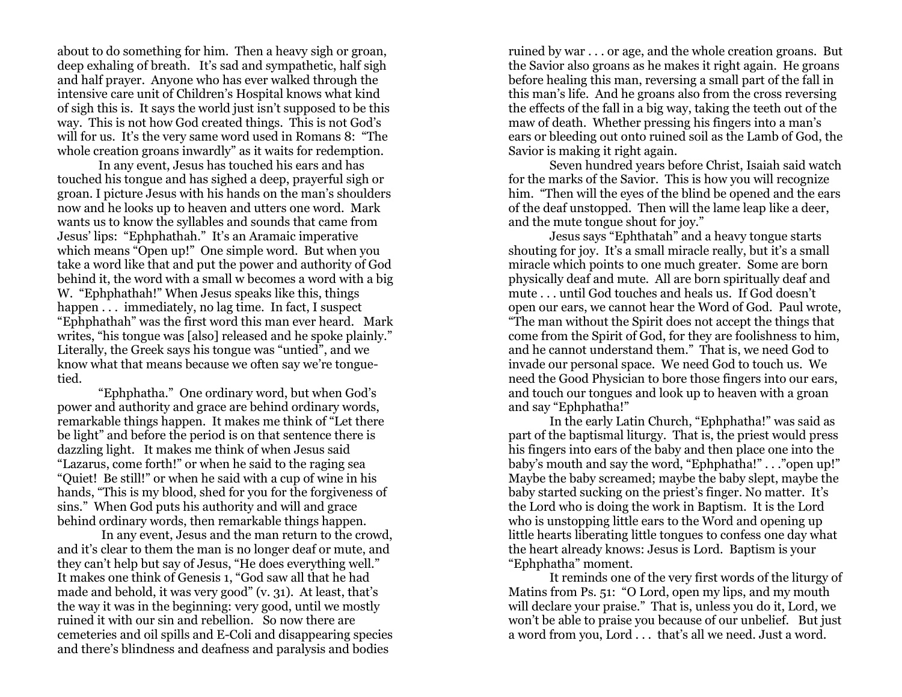about to do something for him. Then a heavy sigh or groan, deep exhaling of breath. It's sad and sympathetic, half sigh and half prayer. Anyone who has ever walked through the intensive care unit of Children's Hospital knows what kind of sigh this is. It says the world just isn't supposed to be this way. This is not how God created things. This is not God's will for us. It's the very same word used in Romans 8: "The whole creation groans inwardly" as it waits for redemption.

In any event, Jesus has touched his ears and has touched his tongue and has sighed a deep, prayerful sigh or groan. I picture Jesus with his hands on the man's shoulders now and he looks up to heaven and utters one word. Mark wants us to know the syllables and sounds that came from Jesus' lips: "Ephphathah." It's an Aramaic imperative which means "Open up!" One simple word. But when you take a word like that and put the power and authority of God behind it, the word with a small w becomes a word with a big W. "Ephphathah!" When Jesus speaks like this, things happen . . . immediately, no lag time. In fact, I suspect "Ephphathah" was the first word this man ever heard. Mark writes, "his tongue was [also] released and he spoke plainly." Literally, the Greek says his tongue was "untied", and we know what that means because we often say we're tongue-tied.

"Ephphatha." One ordinary word, but when God's power and authority and grace are behind ordinary words, remarkable things happen. It makes me think of "Let there be light" and before the period is on that sentence there is dazzling light. It makes me think of when Jesus said "Lazarus, come forth!" or when he said to the raging sea "Quiet! Be still!" or when he said with a cup of wine in his hands, "This is my blood, shed for you for the forgiveness of sins." When God puts his authority and will and grace behind ordinary words, then remarkable things happen.

In any event, Jesus and the man return to the crowd, and it's clear to them the man is no longer deaf or mute, and they can't help but say of Jesus, "He does everything well." It makes one think of Genesis 1, "God saw all that he had made and behold, it was very good" (v. 31). At least, that's the way it was in the beginning: very good, until we mostly ruined it with our sin and rebellion. So now there are cemeteries and oil spills and E-Coli and disappearing species and there's blindness and deafness and paralysis and bodies ruined by war . . . or age, and the whole creation groans. But the Savior also groans as he makes it right again. He groans before healing this man, reversing a small part of the fall in this man's life. And he groans also from the cross reversing the effects of the fall in a big way, taking the teeth out of the maw of death. Whether pressing his fingers into a man's ears or bleeding out onto ruined soil as the Lamb of God, the Savior is making it right again.

Seven hundred years before Christ, Isaiah said watch for the marks of the Savior. This is how you will recognize him. "Then will the eyes of the blind be opened and the ears of the deaf unstopped. Then will the lame leap like a deer, and the mute tongue shout for joy."

Jesus says "Ephthatah" and a heavy tongue starts shouting for joy. It's a small miracle really, but it's a small miracle which points to one much greater. Some are born physically deaf and mute. All are born spiritually deaf and mute . . . until God touches and heals us. If God doesn't open our ears, we cannot hear the Word of God. Paul wrote, "The man without the Spirit does not accept the things that come from the Spirit of God, for they are foolishness to him, and he cannot understand them." That is, we need God to invade our personal space. We need God to touch us. We need the Good Physician to bore those fingers into our ears, and touch our tongues and look up to heaven with a groan and say "Ephphatha!"

In the early Latin Church, "Ephphatha!" was said as part of the baptismal liturgy. That is, the priest would press his fingers into ears of the baby and then place one into the baby's mouth and say the word, "Ephphatha!" . . ."open up!" Maybe the baby screamed; maybe the baby slept, maybe the baby started sucking on the priest's finger. No matter. It's the Lord who is doing the work in Baptism. It is the Lord who is unstopping little ears to the Word and opening up little hearts liberating little tongues to confess one day what the heart already knows: Jesus is Lord. Baptism is your "Ephphatha" moment.

It reminds one of the very first words of the liturgy of Matins from Ps. 51: "O Lord, open my lips, and my mouth will declare your praise." That is, unless you do it, Lord, we won't be able to praise you because of our unbelief. But just a word from you, Lord . . . that's all we need. Just a word.